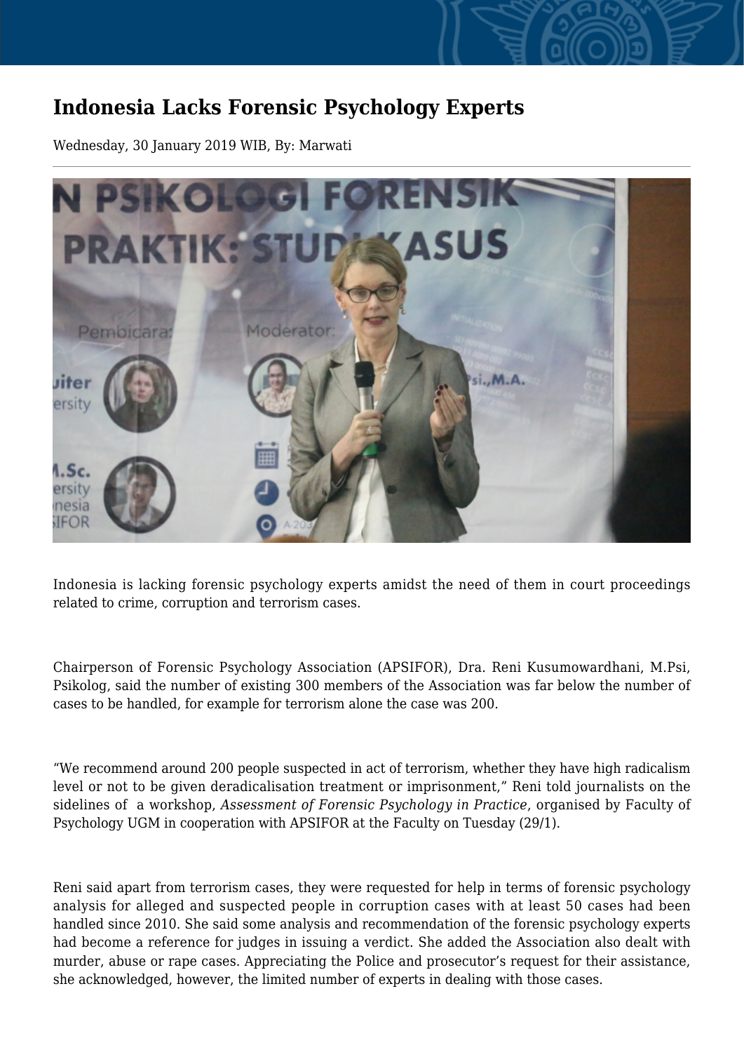# Indonesia Lacks Forensic Psychology Experts

Wednesday, 30 January 2019 WIB, By: Marwati

Indonesia is lacking forensic psychology experts amidst the need of them in court proceedings related to crime, corruption and terrorism cases.

Chairperson of Forensic Psychology Association (APSIFOR), Dra. Reni Kusumowardhani, M.Psi, Psikolog, said the number of existing 300 members of the Association was far below the number of cases to be handled, for example for terrorism alone the case was 200.

"We recommend around 200 people suspected in act of terrorism, whether they have high radicalism level or not to be given deradicalisation treatment or imprisonment," Reni told journalists on the sidelines of a workshop, *Assessment of Forensic Psychology in Practice*, organised by Faculty of Psychology UGM in cooperation with APSIFOR at the Faculty on Tuesday (29/1).

Reni said apart from terrorism cases, they were requested for help in terms of forensic psychology analysis for alleged and suspected people in corruption cases with at least 50 cases had been handled since 2010. She said some analysis and recommendation of the forensic psychology experts had become a reference for judges in issuing a verdict. She added the Association also dealt with murder, abuse or rape cases. Appreciating the Police and prosecutor's request for their assistance, she acknowledged, however, the limited number of experts in dealing with those cases.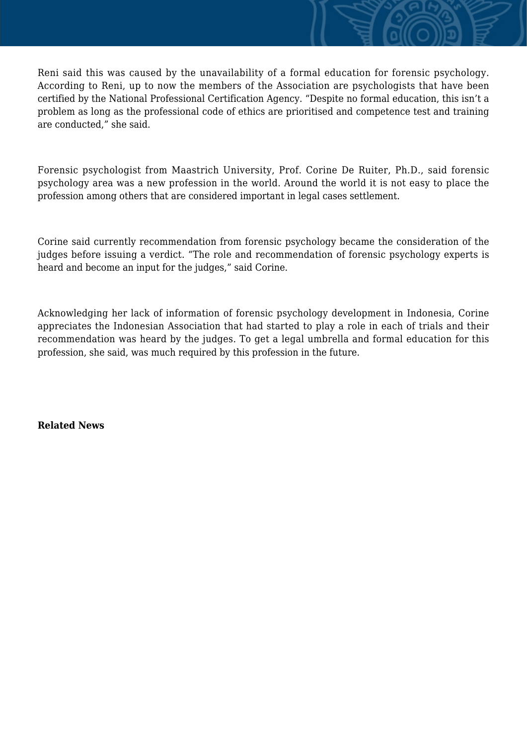Reni said this was caused by the unavailability of a formal education for forensic psychology. According to Reni, up to now the members of the Association are psychologists that have been certified by the National Professional Certification Agency. “Despite no formal education, this isn’t a problem as long as the professional code of ethics are prioritised and competence test and training are conducted,” she said.

Forensic psychologist from Maastrich University, Prof. Corine De Ruiter, Ph.D., said forensic psychology area was a new profession in the world. Around the world it is not easy to place the profession among others that are considered important in legal cases settlement.

Corine said currently recommendation from forensic psychology became the consideration of the judges before issuing a verdict. “The role and recommendation of forensic psychology experts is heard and become an input for the judges,” said Corine.

Acknowledging her lack of information of forensic psychology development in Indonesia, Corine appreciates the Indonesian Association that had started to play a role in each of trials and their recommendation was heard by the judges. To get a legal umbrella and formal education for this profession, she said, was much required by this profession in the future.

**Related News**